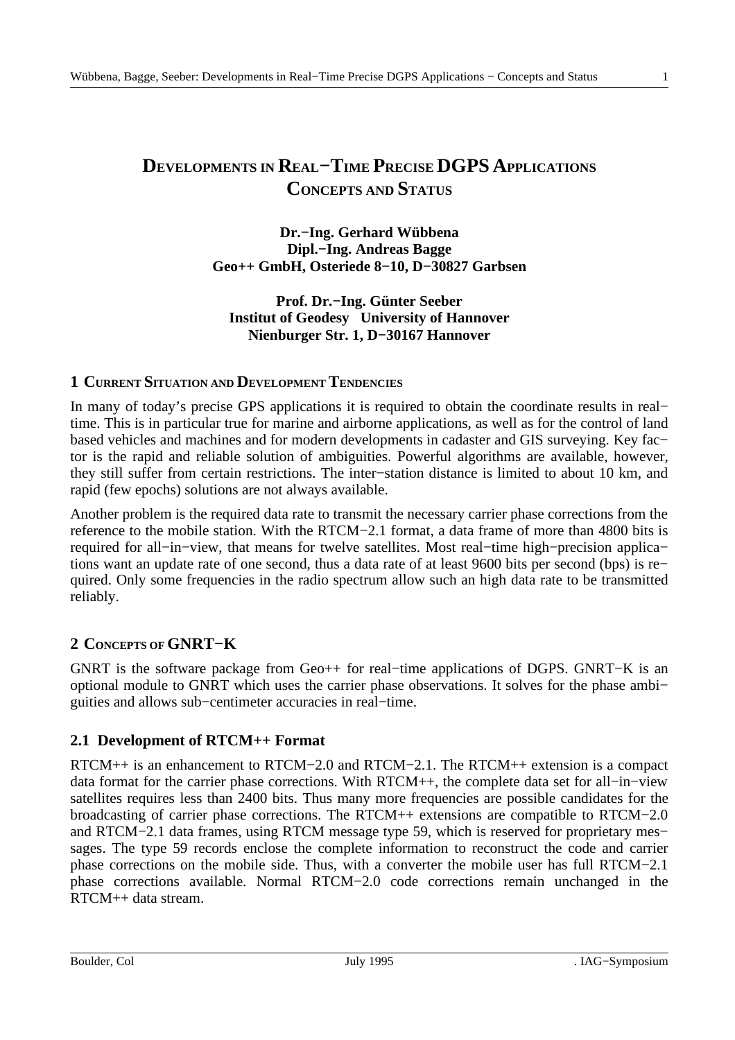# DEVELOPMENTS IN REAL−TIME PRECISE DGPS APPLICATIONS CONCEPTS AND STATUS

**Dr.−Ing. Gerhard Wübbena**
**Dipl.−Ing. Andreas Bagge**
**Geo++ GmbH, Osteriede 8−10, D−30827 Garbsen**

**Prof. Dr.−Ing. Günter Seeber**
**Institut of Geodesy University of Hannover**
**Nienburger Str. 1, D−30167 Hannover**

## 1 CURRENT SITUATION AND DEVELOPMENT TENDENCIES

In many of today's precise GPS applications it is required to obtain the coordinate results in real−time. This is in particular true for marine and airborne applications, as well as for the control of land based vehicles and machines and for modern developments in cadaster and GIS surveying. Key factor is the rapid and reliable solution of ambiguities. Powerful algorithms are available, however, they still suffer from certain restrictions. The inter−station distance is limited to about 10 km, and rapid (few epochs) solutions are not always available.

Another problem is the required data rate to transmit the necessary carrier phase corrections from the reference to the mobile station. With the RTCM−2.1 format, a data frame of more than 4800 bits is required for all−in−view, that means for twelve satellites. Most real−time high−precision applications want an update rate of one second, thus a data rate of at least 9600 bits per second (bps) is required. Only some frequencies in the radio spectrum allow such an high data rate to be transmitted reliably.

## 2 CONCEPTS OF GNRT−K

GNRT is the software package from Geo++ for real−time applications of DGPS. GNRT−K is an optional module to GNRT which uses the carrier phase observations. It solves for the phase ambiguities and allows sub−centimeter accuracies in real−time.

### 2.1 Development of RTCM++ Format

RTCM++ is an enhancement to RTCM−2.0 and RTCM−2.1. The RTCM++ extension is a compact data format for the carrier phase corrections. With RTCM++, the complete data set for all−in−view satellites requires less than 2400 bits. Thus many more frequencies are possible candidates for the broadcasting of carrier phase corrections. The RTCM++ extensions are compatible to RTCM−2.0 and RTCM−2.1 data frames, using RTCM message type 59, which is reserved for proprietary messages. The type 59 records enclose the complete information to reconstruct the code and carrier phase corrections on the mobile side. Thus, with a converter the mobile user has full RTCM−2.1 phase corrections available. Normal RTCM−2.0 code corrections remain unchanged in the RTCM++ data stream.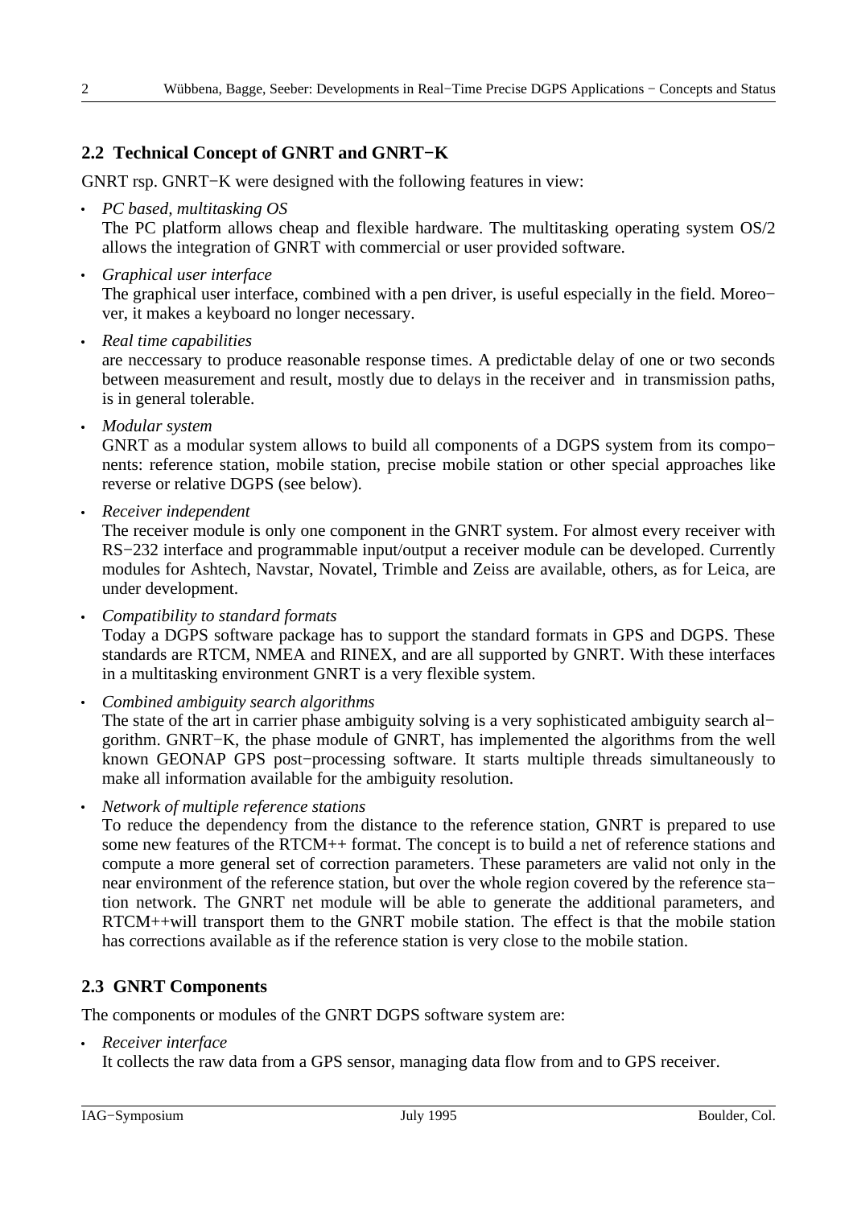## 2.2 Technical Concept of GNRT and GNRT−K

GNRT rsp. GNRT−K were designed with the following features in view:

- *PC based, multitasking OS*
  The PC platform allows cheap and flexible hardware. The multitasking operating system OS/2 allows the integration of GNRT with commercial or user provided software.
- *Graphical user interface*
  The graphical user interface, combined with a pen driver, is useful especially in the field. Moreover, it makes a keyboard no longer necessary.
- *Real time capabilities*
  are neccessary to produce reasonable response times. A predictable delay of one or two seconds between measurement and result, mostly due to delays in the receiver and in transmission paths, is in general tolerable.
- *Modular system*
  GNRT as a modular system allows to build all components of a DGPS system from its components: reference station, mobile station, precise mobile station or other special approaches like reverse or relative DGPS (see below).
- *Receiver independent*
  The receiver module is only one component in the GNRT system. For almost every receiver with RS−232 interface and programmable input/output a receiver module can be developed. Currently modules for Ashtech, Navstar, Novatel, Trimble and Zeiss are available, others, as for Leica, are under development.
- *Compatibility to standard formats*
  Today a DGPS software package has to support the standard formats in GPS and DGPS. These standards are RTCM, NMEA and RINEX, and are all supported by GNRT. With these interfaces in a multitasking environment GNRT is a very flexible system.
- *Combined ambiguity search algorithms*
  The state of the art in carrier phase ambiguity solving is a very sophisticated ambiguity search algorithm. GNRT−K, the phase module of GNRT, has implemented the algorithms from the well known GEONAP GPS post−processing software. It starts multiple threads simultaneously to make all information available for the ambiguity resolution.
- *Network of multiple reference stations*
  To reduce the dependency from the distance to the reference station, GNRT is prepared to use some new features of the RTCM++ format. The concept is to build a net of reference stations and compute a more general set of correction parameters. These parameters are valid not only in the near environment of the reference station, but over the whole region covered by the reference station network. The GNRT net module will be able to generate the additional parameters, and RTCM++will transport them to the GNRT mobile station. The effect is that the mobile station has corrections available as if the reference station is very close to the mobile station.

## 2.3 GNRT Components

The components or modules of the GNRT DGPS software system are:

- *Receiver interface*
  It collects the raw data from a GPS sensor, managing data flow from and to GPS receiver.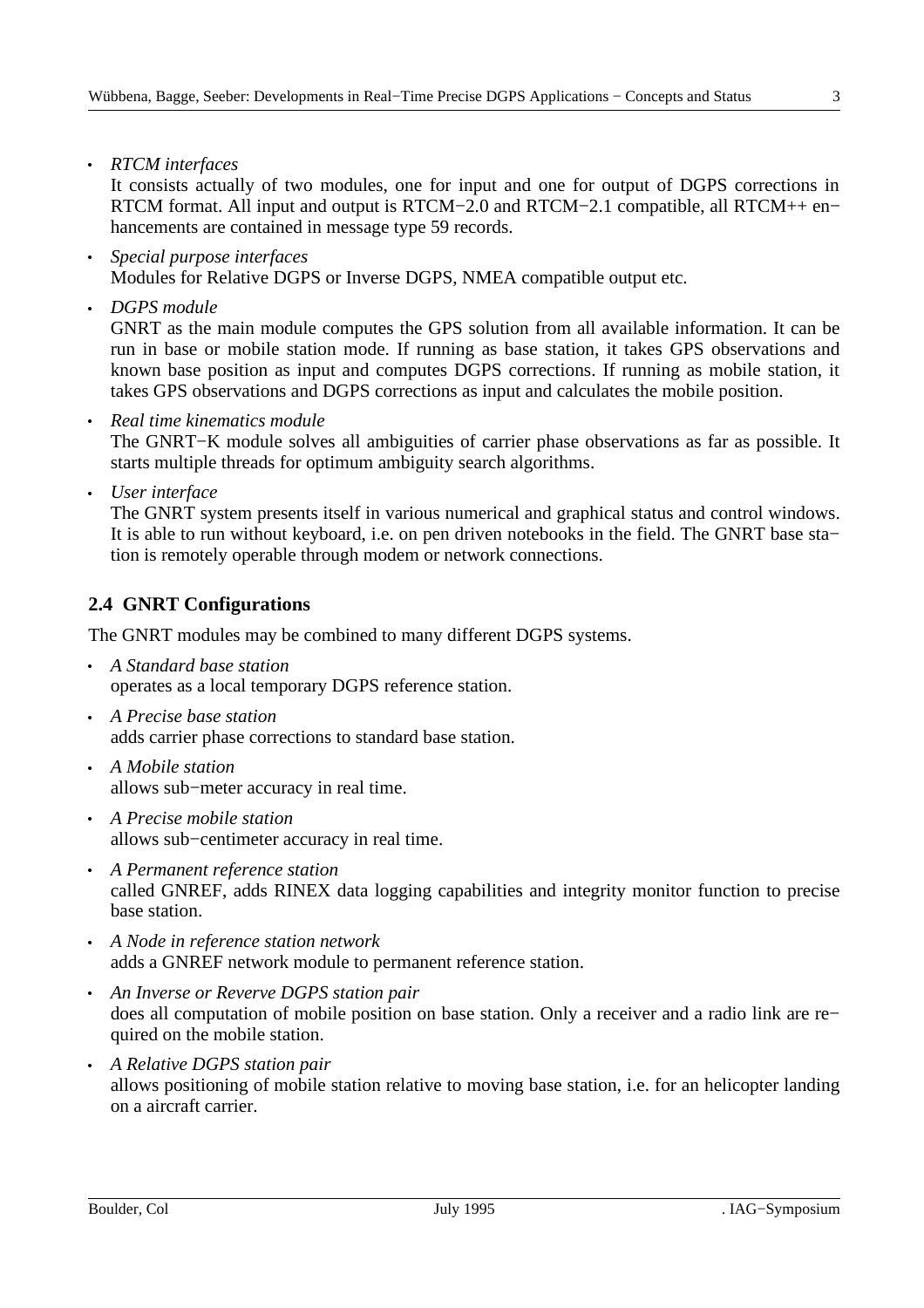- *RTCM interfaces*
  It consists actually of two modules, one for input and one for output of DGPS corrections in RTCM format. All input and output is RTCM−2.0 and RTCM−2.1 compatible, all RTCM++ enhancements are contained in message type 59 records.
- *Special purpose interfaces*
  Modules for Relative DGPS or Inverse DGPS, NMEA compatible output etc.
- *DGPS module*
  GNRT as the main module computes the GPS solution from all available information. It can be run in base or mobile station mode. If running as base station, it takes GPS observations and known base position as input and computes DGPS corrections. If running as mobile station, it takes GPS observations and DGPS corrections as input and calculates the mobile position.
- *Real time kinematics module*
  The GNRT−K module solves all ambiguities of carrier phase observations as far as possible. It starts multiple threads for optimum ambiguity search algorithms.
- *User interface*
  The GNRT system presents itself in various numerical and graphical status and control windows. It is able to run without keyboard, i.e. on pen driven notebooks in the field. The GNRT base station is remotely operable through modem or network connections.

## 2.4 GNRT Configurations

The GNRT modules may be combined to many different DGPS systems.

- *A Standard base station*
  operates as a local temporary DGPS reference station.
- *A Precise base station*
  adds carrier phase corrections to standard base station.
- *A Mobile station*
  allows sub−meter accuracy in real time.
- *A Precise mobile station*
  allows sub−centimeter accuracy in real time.
- *A Permanent reference station*
  called GNREF, adds RINEX data logging capabilities and integrity monitor function to precise base station.
- *A Node in reference station network*
  adds a GNREF network module to permanent reference station.
- *An Inverse or Reverve DGPS station pair*
  does all computation of mobile position on base station. Only a receiver and a radio link are required on the mobile station.
- *A Relative DGPS station pair*
  allows positioning of mobile station relative to moving base station, i.e. for an helicopter landing on a aircraft carrier.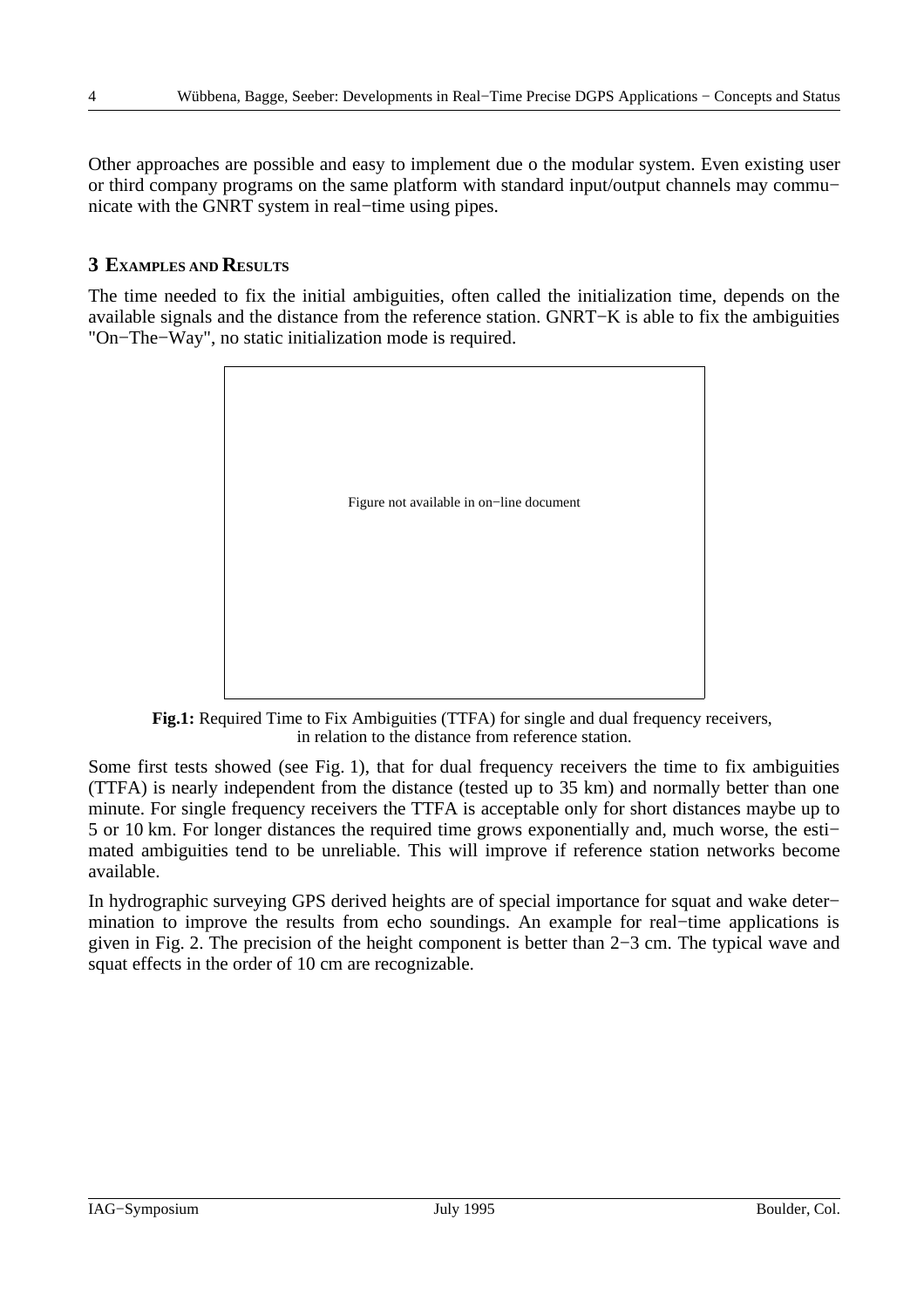Other approaches are possible and easy to implement due o the modular system. Even existing user or third company programs on the same platform with standard input/output channels may communicate with the GNRT system in real−time using pipes.

## 3 EXAMPLES AND RESULTS

The time needed to fix the initial ambiguities, often called the initialization time, depends on the available signals and the distance from the reference station. GNRT−K is able to fix the ambiguities "On−The−Way", no static initialization mode is required.

Figure not available in on−line document

**Fig.1:** Required Time to Fix Ambiguities (TTFA) for single and dual frequency receivers, in relation to the distance from reference station.

Some first tests showed (see Fig. 1), that for dual frequency receivers the time to fix ambiguities (TTFA) is nearly independent from the distance (tested up to 35 km) and normally better than one minute. For single frequency receivers the TTFA is acceptable only for short distances maybe up to 5 or 10 km. For longer distances the required time grows exponentially and, much worse, the estimated ambiguities tend to be unreliable. This will improve if reference station networks become available.

In hydrographic surveying GPS derived heights are of special importance for squat and wake determination to improve the results from echo soundings. An example for real−time applications is given in Fig. 2. The precision of the height component is better than 2−3 cm. The typical wave and squat effects in the order of 10 cm are recognizable.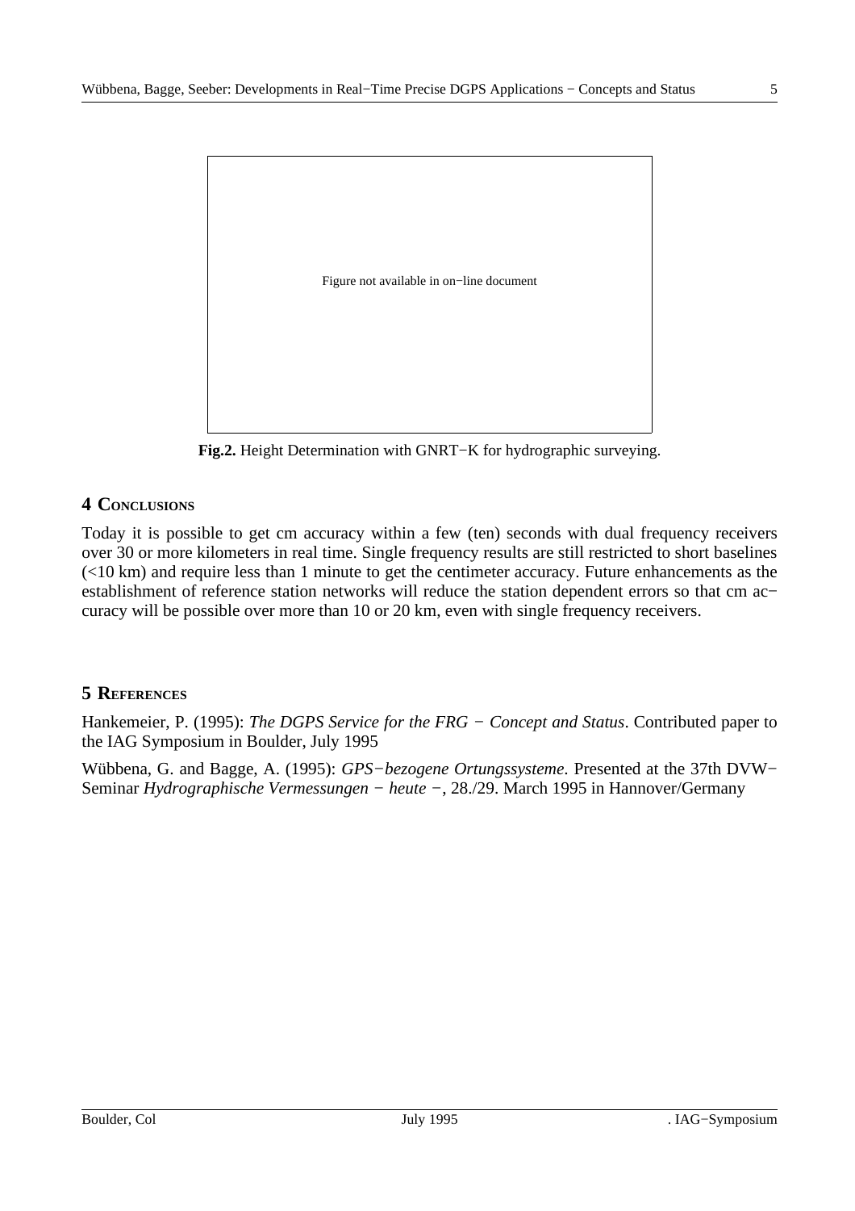Figure not available in on−line document

**Fig.2.** Height Determination with GNRT−K for hydrographic surveying.

## 4 Conclusions

Today it is possible to get cm accuracy within a few (ten) seconds with dual frequency receivers over 30 or more kilometers in real time. Single frequency results are still restricted to short baselines (<10 km) and require less than 1 minute to get the centimeter accuracy. Future enhancements as the establishment of reference station networks will reduce the station dependent errors so that cm accuracy will be possible over more than 10 or 20 km, even with single frequency receivers.

## 5 References

Hankemeier, P. (1995): *The DGPS Service for the FRG − Concept and Status*. Contributed paper to the IAG Symposium in Boulder, July 1995

Wübbena, G. and Bagge, A. (1995): *GPS−bezogene Ortungssysteme*. Presented at the 37th DVW−Seminar *Hydrographische Vermessungen − heute −*, 28./29. March 1995 in Hannover/Germany